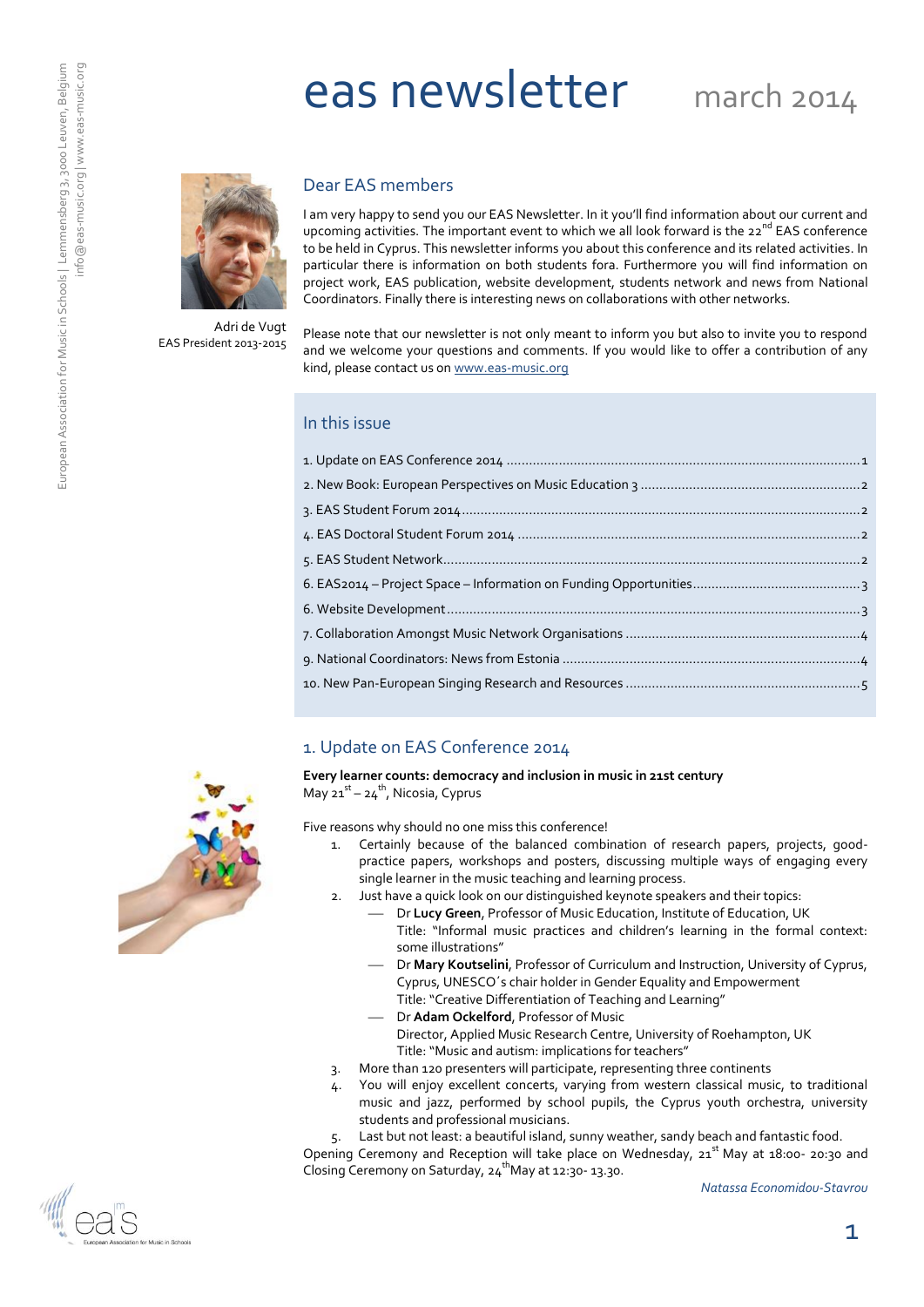# eas newsletter march 2014

Adri de Vugt
EAS President 2013-2015

## Dear EAS members

I am very happy to send you our EAS Newsletter. In it you'll find information about our current and upcoming activities. The important event to which we all look forward is the 22nd EAS conference to be held in Cyprus. This newsletter informs you about this conference and its related activities. In particular there is information on both students fora. Furthermore you will find information on project work, EAS publication, website development, students network and news from National Coordinators. Finally there is interesting news on collaborations with other networks.

Please note that our newsletter is not only meant to inform you but also to invite you to respond and we welcome your questions and comments. If you would like to offer a contribution of any kind, please contact us on www.eas-music.org

### In this issue

1. Update on EAS Conference 2014 .......... 1
2. New Book: European Perspectives on Music Education 3 .......... 2
3. EAS Student Forum 2014 .......... 2
4. EAS Doctoral Student Forum 2014 .......... 2
5. EAS Student Network .......... 2
6. EAS2014 – Project Space – Information on Funding Opportunities .......... 3
6. Website Development .......... 3
7. Collaboration Amongst Music Network Organisations .......... 4
9. National Coordinators: News from Estonia .......... 4
10. New Pan-European Singing Research and Resources .......... 5

## 1. Update on EAS Conference 2014

**Every learner counts: democracy and inclusion in music in 21st century**
May 21st – 24th, Nicosia, Cyprus

Five reasons why should no one miss this conference!

1. Certainly because of the balanced combination of research papers, projects, good-practice papers, workshops and posters, discussing multiple ways of engaging every single learner in the music teaching and learning process.
2. Just have a quick look on our distinguished keynote speakers and their topics:
   - Dr **Lucy Green**, Professor of Music Education, Institute of Education, UK
     Title: "Informal music practices and children's learning in the formal context: some illustrations"
   - Dr **Mary Koutselini**, Professor of Curriculum and Instruction, University of Cyprus, Cyprus, UNESCO´s chair holder in Gender Equality and Empowerment
     Title: "Creative Differentiation of Teaching and Learning"
   - Dr **Adam Ockelford**, Professor of Music
     Director, Applied Music Research Centre, University of Roehampton, UK
     Title: "Music and autism: implications for teachers"
3. More than 120 presenters will participate, representing three continents
4. You will enjoy excellent concerts, varying from western classical music, to traditional music and jazz, performed by school pupils, the Cyprus youth orchestra, university students and professional musicians.
5. Last but not least: a beautiful island, sunny weather, sandy beach and fantastic food.

Opening Ceremony and Reception will take place on Wednesday, 21st May at 18:00- 20:30 and Closing Ceremony on Saturday, 24th May at 12:30- 13.30.

*Natassa Economidou-Stavrou*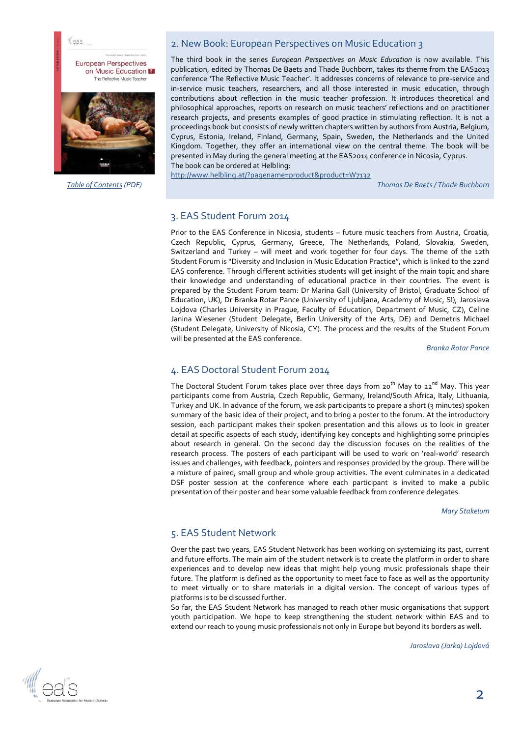## 2. New Book: European Perspectives on Music Education 3

The third book in the series *European Perspectives on Music Education* is now available. This publication, edited by Thomas De Baets and Thade Buchborn, takes its theme from the EAS2013 conference 'The Reflective Music Teacher'. It addresses concerns of relevance to pre-service and in-service music teachers, researchers, and all those interested in music education, through contributions about reflection in the music teacher profession. It introduces theoretical and philosophical approaches, reports on research on music teachers' reflections and on practitioner research projects, and presents examples of good practice in stimulating reflection. It is not a proceedings book but consists of newly written chapters written by authors from Austria, Belgium, Cyprus, Estonia, Ireland, Finland, Germany, Spain, Sweden, the Netherlands and the United Kingdom. Together, they offer an international view on the central theme. The book will be presented in May during the general meeting at the EAS2014 conference in Nicosia, Cyprus.
The book can be ordered at Helbling:
http://www.helbling.at/?pagename=product&product=W7132

*Table of Contents (PDF)*

*Thomas De Baets / Thade Buchborn*

## 3. EAS Student Forum 2014

Prior to the EAS Conference in Nicosia, students – future music teachers from Austria, Croatia, Czech Republic, Cyprus, Germany, Greece, The Netherlands, Poland, Slovakia, Sweden, Switzerland and Turkey – will meet and work together for four days. The theme of the 12th Student Forum is "Diversity and Inclusion in Music Education Practice", which is linked to the 22nd EAS conference. Through different activities students will get insight of the main topic and share their knowledge and understanding of educational practice in their countries. The event is prepared by the Student Forum team: Dr Marina Gall (University of Bristol, Graduate School of Education, UK), Dr Branka Rotar Pance (University of Ljubljana, Academy of Music, SI), Jaroslava Lojdova (Charles University in Prague, Faculty of Education, Department of Music, CZ), Celine Janina Wiesener (Student Delegate, Berlin University of the Arts, DE) and Demetris Michael (Student Delegate, University of Nicosia, CY). The process and the results of the Student Forum will be presented at the EAS conference.

*Branka Rotar Pance*

## 4. EAS Doctoral Student Forum 2014

The Doctoral Student Forum takes place over three days from 20th May to 22nd May. This year participants come from Austria, Czech Republic, Germany, Ireland/South Africa, Italy, Lithuania, Turkey and UK. In advance of the forum, we ask participants to prepare a short (3 minutes) spoken summary of the basic idea of their project, and to bring a poster to the forum. At the introductory session, each participant makes their spoken presentation and this allows us to look in greater detail at specific aspects of each study, identifying key concepts and highlighting some principles about research in general. On the second day the discussion focuses on the realities of the research process. The posters of each participant will be used to work on 'real-world' research issues and challenges, with feedback, pointers and responses provided by the group. There will be a mixture of paired, small group and whole group activities. The event culminates in a dedicated DSF poster session at the conference where each participant is invited to make a public presentation of their poster and hear some valuable feedback from conference delegates.

*Mary Stakelum*

## 5. EAS Student Network

Over the past two years, EAS Student Network has been working on systemizing its past, current and future efforts. The main aim of the student network is to create the platform in order to share experiences and to develop new ideas that might help young music professionals shape their future. The platform is defined as the opportunity to meet face to face as well as the opportunity to meet virtually or to share materials in a digital version. The concept of various types of platforms is to be discussed further.
So far, the EAS Student Network has managed to reach other music organisations that support youth participation. We hope to keep strengthening the student network within EAS and to extend our reach to young music professionals not only in Europe but beyond its borders as well.

*Jaroslava (Jarka) Lojdová*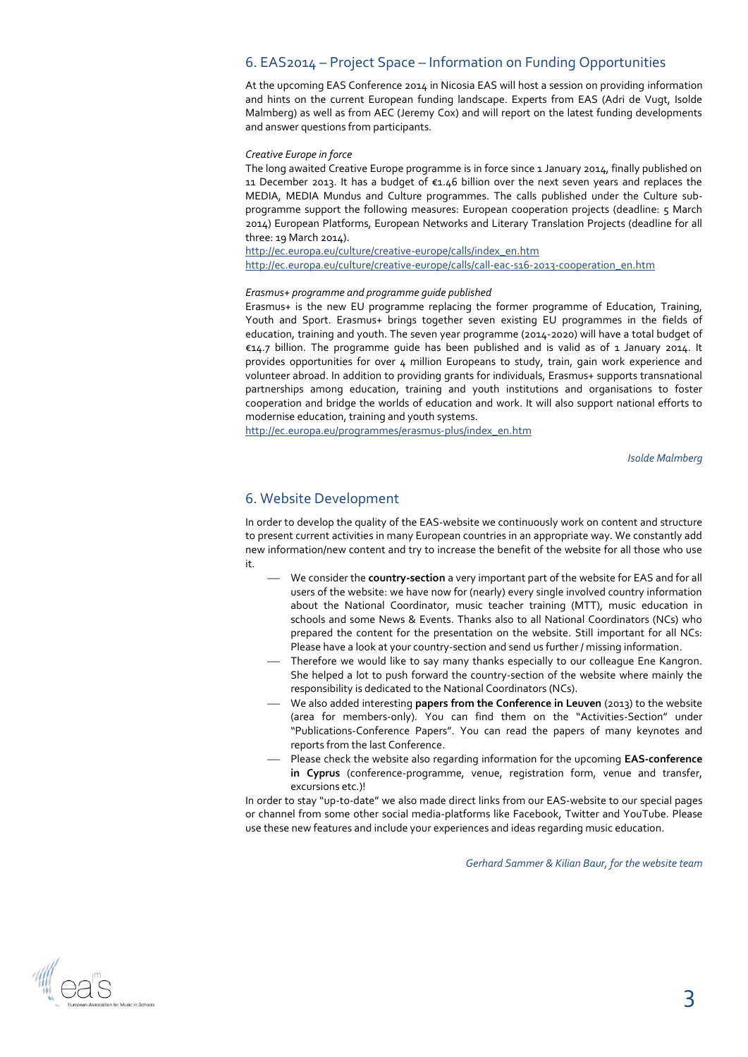## 6. EAS2014 – Project Space – Information on Funding Opportunities

At the upcoming EAS Conference 2014 in Nicosia EAS will host a session on providing information and hints on the current European funding landscape. Experts from EAS (Adri de Vugt, Isolde Malmberg) as well as from AEC (Jeremy Cox) and will report on the latest funding developments and answer questions from participants.

*Creative Europe in force*

The long awaited Creative Europe programme is in force since 1 January 2014, finally published on 11 December 2013. It has a budget of €1.46 billion over the next seven years and replaces the MEDIA, MEDIA Mundus and Culture programmes. The calls published under the Culture sub-programme support the following measures: European cooperation projects (deadline: 5 March 2014) European Platforms, European Networks and Literary Translation Projects (deadline for all three: 19 March 2014).

http://ec.europa.eu/culture/creative-europe/calls/index_en.htm
http://ec.europa.eu/culture/creative-europe/calls/call-eac-s16-2013-cooperation_en.htm

*Erasmus+ programme and programme guide published*

Erasmus+ is the new EU programme replacing the former programme of Education, Training, Youth and Sport. Erasmus+ brings together seven existing EU programmes in the fields of education, training and youth. The seven year programme (2014-2020) will have a total budget of €14.7 billion. The programme guide has been published and is valid as of 1 January 2014. It provides opportunities for over 4 million Europeans to study, train, gain work experience and volunteer abroad. In addition to providing grants for individuals, Erasmus+ supports transnational partnerships among education, training and youth institutions and organisations to foster cooperation and bridge the worlds of education and work. It will also support national efforts to modernise education, training and youth systems.

http://ec.europa.eu/programmes/erasmus-plus/index_en.htm

*Isolde Malmberg*

## 6. Website Development

In order to develop the quality of the EAS-website we continuously work on content and structure to present current activities in many European countries in an appropriate way. We constantly add new information/new content and try to increase the benefit of the website for all those who use it.

- We consider the **country-section** a very important part of the website for EAS and for all users of the website: we have now for (nearly) every single involved country information about the National Coordinator, music teacher training (MTT), music education in schools and some News & Events. Thanks also to all National Coordinators (NCs) who prepared the content for the presentation on the website. Still important for all NCs: Please have a look at your country-section and send us further / missing information.
- Therefore we would like to say many thanks especially to our colleague Ene Kangron. She helped a lot to push forward the country-section of the website where mainly the responsibility is dedicated to the National Coordinators (NCs).
- We also added interesting **papers from the Conference in Leuven** (2013) to the website (area for members-only). You can find them on the "Activities-Section" under "Publications-Conference Papers". You can read the papers of many keynotes and reports from the last Conference.
- Please check the website also regarding information for the upcoming **EAS-conference in Cyprus** (conference-programme, venue, registration form, venue and transfer, excursions etc.)!

In order to stay "up-to-date" we also made direct links from our EAS-website to our special pages or channel from some other social media-platforms like Facebook, Twitter and YouTube. Please use these new features and include your experiences and ideas regarding music education.

*Gerhard Sammer & Kilian Baur, for the website team*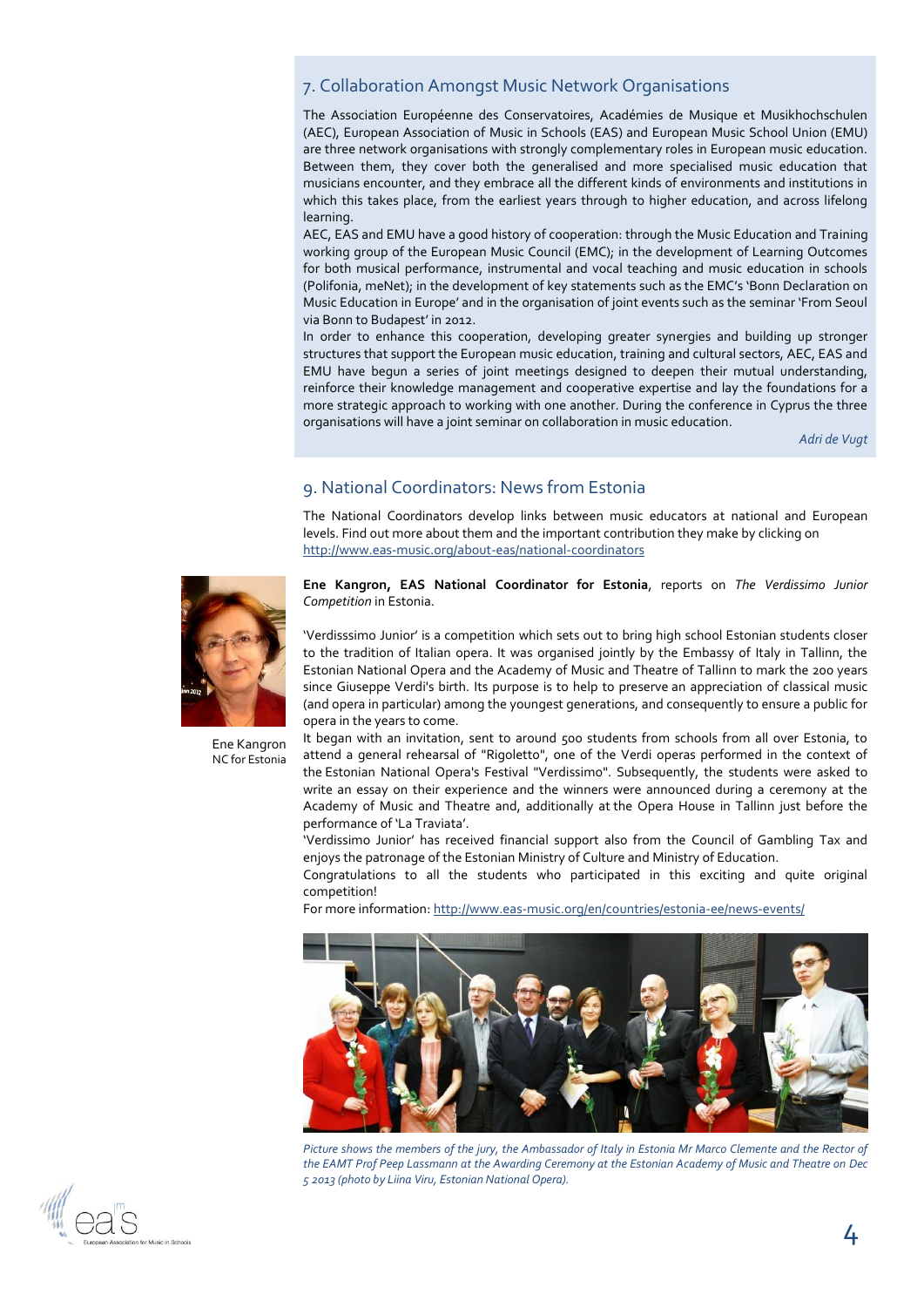## 7. Collaboration Amongst Music Network Organisations

The Association Européenne des Conservatoires, Académies de Musique et Musikhochschulen (AEC), European Association of Music in Schools (EAS) and European Music School Union (EMU) are three network organisations with strongly complementary roles in European music education. Between them, they cover both the generalised and more specialised music education that musicians encounter, and they embrace all the different kinds of environments and institutions in which this takes place, from the earliest years through to higher education, and across lifelong learning.

AEC, EAS and EMU have a good history of cooperation: through the Music Education and Training working group of the European Music Council (EMC); in the development of Learning Outcomes for both musical performance, instrumental and vocal teaching and music education in schools (Polifonia, meNet); in the development of key statements such as the EMC's 'Bonn Declaration on Music Education in Europe' and in the organisation of joint events such as the seminar 'From Seoul via Bonn to Budapest' in 2012.

In order to enhance this cooperation, developing greater synergies and building up stronger structures that support the European music education, training and cultural sectors, AEC, EAS and EMU have begun a series of joint meetings designed to deepen their mutual understanding, reinforce their knowledge management and cooperative expertise and lay the foundations for a more strategic approach to working with one another. During the conference in Cyprus the three organisations will have a joint seminar on collaboration in music education.

*Adri de Vugt*

## 9. National Coordinators: News from Estonia

The National Coordinators develop links between music educators at national and European levels. Find out more about them and the important contribution they make by clicking on http://www.eas-music.org/about-eas/national-coordinators

Ene Kangron
NC for Estonia

**Ene Kangron, EAS National Coordinator for Estonia**, reports on *The Verdissimo Junior Competition* in Estonia.

'Verdisssimo Junior' is a competition which sets out to bring high school Estonian students closer to the tradition of Italian opera. It was organised jointly by the Embassy of Italy in Tallinn, the Estonian National Opera and the Academy of Music and Theatre of Tallinn to mark the 200 years since Giuseppe Verdi's birth. Its purpose is to help to preserve an appreciation of classical music (and opera in particular) among the youngest generations, and consequently to ensure a public for opera in the years to come.

It began with an invitation, sent to around 500 students from schools from all over Estonia, to attend a general rehearsal of "Rigoletto", one of the Verdi operas performed in the context of the Estonian National Opera's Festival "Verdissimo". Subsequently, the students were asked to write an essay on their experience and the winners were announced during a ceremony at the Academy of Music and Theatre and, additionally at the Opera House in Tallinn just before the performance of 'La Traviata'.

'Verdissimo Junior' has received financial support also from the Council of Gambling Tax and enjoys the patronage of the Estonian Ministry of Culture and Ministry of Education.

Congratulations to all the students who participated in this exciting and quite original competition!

For more information: http://www.eas-music.org/en/countries/estonia-ee/news-events/

*Picture shows the members of the jury, the Ambassador of Italy in Estonia Mr Marco Clemente and the Rector of the EAMT Prof Peep Lassmann at the Awarding Ceremony at the Estonian Academy of Music and Theatre on Dec 5 2013 (photo by Liina Viru, Estonian National Opera).*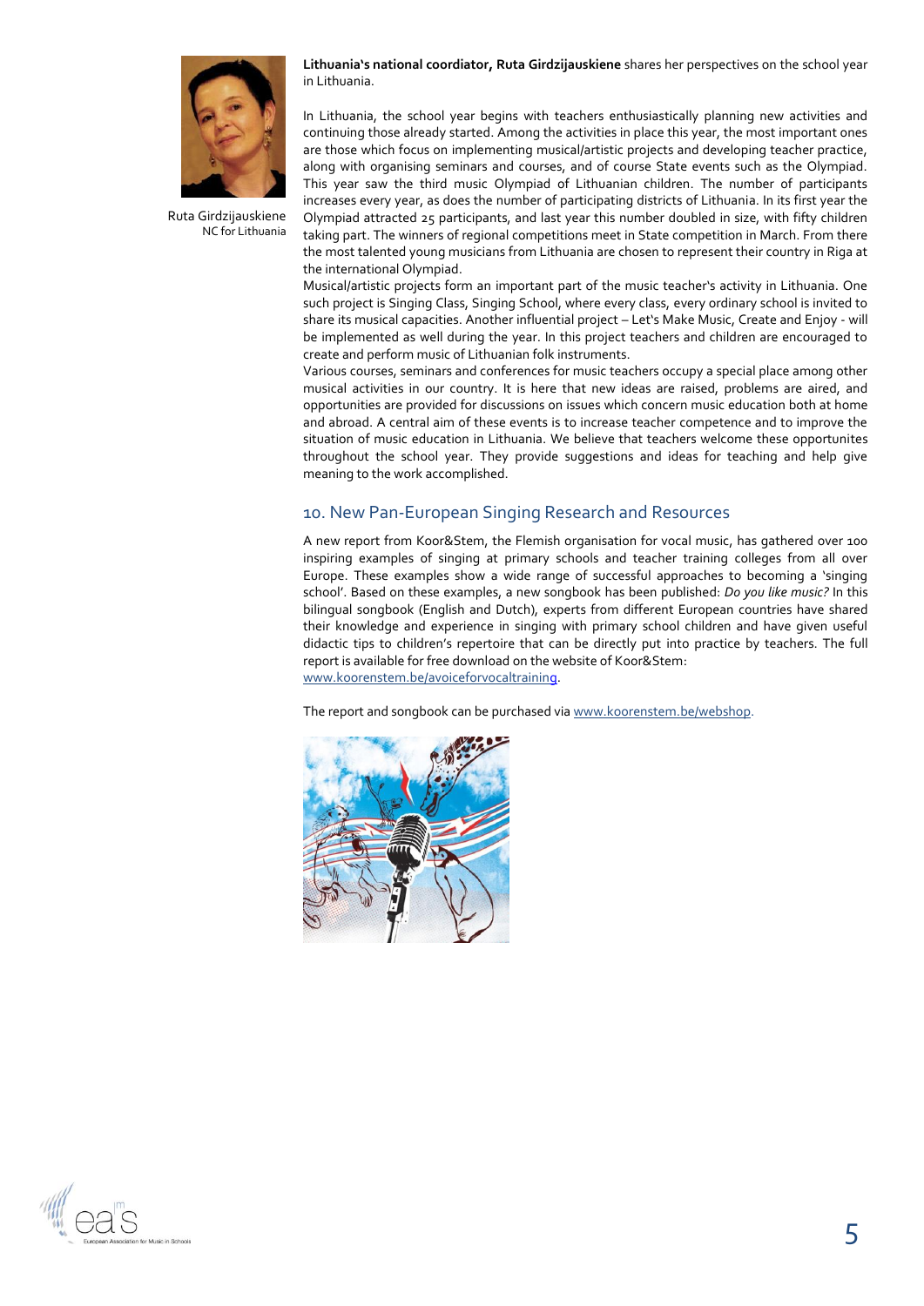Ruta Girdzijauskiene
NC for Lithuania

**Lithuania's national coordiator, Ruta Girdzijauskiene** shares her perspectives on the school year in Lithuania.

In Lithuania, the school year begins with teachers enthusiastically planning new activities and continuing those already started. Among the activities in place this year, the most important ones are those which focus on implementing musical/artistic projects and developing teacher practice, along with organising seminars and courses, and of course State events such as the Olympiad. This year saw the third music Olympiad of Lithuanian children. The number of participants increases every year, as does the number of participating districts of Lithuania. In its first year the Olympiad attracted 25 participants, and last year this number doubled in size, with fifty children taking part. The winners of regional competitions meet in State competition in March. From there the most talented young musicians from Lithuania are chosen to represent their country in Riga at the international Olympiad.

Musical/artistic projects form an important part of the music teacher's activity in Lithuania. One such project is Singing Class, Singing School, where every class, every ordinary school is invited to share its musical capacities. Another influential project – Let's Make Music, Create and Enjoy - will be implemented as well during the year. In this project teachers and children are encouraged to create and perform music of Lithuanian folk instruments.

Various courses, seminars and conferences for music teachers occupy a special place among other musical activities in our country. It is here that new ideas are raised, problems are aired, and opportunities are provided for discussions on issues which concern music education both at home and abroad. A central aim of these events is to increase teacher competence and to improve the situation of music education in Lithuania. We believe that teachers welcome these opportunites throughout the school year. They provide suggestions and ideas for teaching and help give meaning to the work accomplished.

## 10. New Pan-European Singing Research and Resources

A new report from Koor&Stem, the Flemish organisation for vocal music, has gathered over 100 inspiring examples of singing at primary schools and teacher training colleges from all over Europe. These examples show a wide range of successful approaches to becoming a 'singing school'. Based on these examples, a new songbook has been published: *Do you like music?* In this bilingual songbook (English and Dutch), experts from different European countries have shared their knowledge and experience in singing with primary school children and have given useful didactic tips to children's repertoire that can be directly put into practice by teachers. The full report is available for free download on the website of Koor&Stem:
www.koorenstem.be/avoiceforvocaltraining.

The report and songbook can be purchased via www.koorenstem.be/webshop.